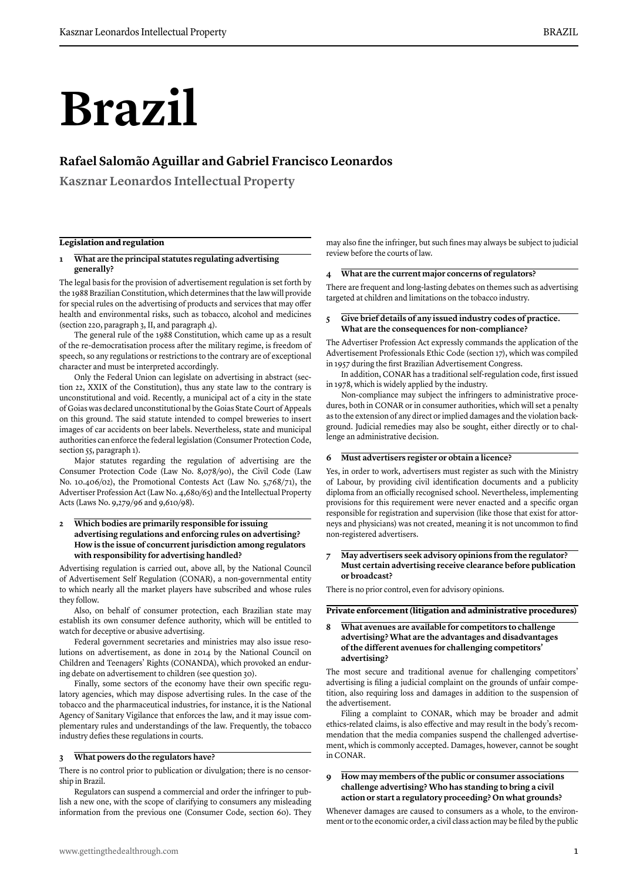# Brazil

## Rafael Salomão Aguillar and Gabriel Francisco Leonardos

**Kasznar Leonardos Intellectual Property**

### Legislation and regulation

#### 1 What are the principal statutes regulating advertising generally?

The legal basis for the provision of advertisement regulation is set forth by the 1988 Brazilian Constitution, which determines that the law will provide for special rules on the advertising of products and services that may offer health and environmental risks, such as tobacco, alcohol and medicines (section 220, paragraph 3, II, and paragraph 4).

The general rule of the 1988 Constitution, which came up as a result of the re-democratisation process after the military regime, is freedom of speech, so any regulations or restrictions to the contrary are of exceptional character and must be interpreted accordingly.

Only the Federal Union can legislate on advertising in abstract (section 22, XXIX of the Constitution), thus any state law to the contrary is unconstitutional and void. Recently, a municipal act of a city in the state of Goias was declared unconstitutional by the Goias State Court of Appeals on this ground. The said statute intended to compel breweries to insert images of car accidents on beer labels. Nevertheless, state and municipal authorities can enforce the federal legislation (Consumer Protection Code, section 55, paragraph 1).

Major statutes regarding the regulation of advertising are the Consumer Protection Code (Law No. 8,078/90), the Civil Code (Law No. 10.406/02), the Promotional Contests Act (Law No. 5,768/71), the Advertiser Profession Act (Law No. 4,680/65) and the Intellectual Property Acts (Laws No. 9,279/96 and 9,610/98).

#### 2 Which bodies are primarily responsible for issuing advertising regulations and enforcing rules on advertising? How is the issue of concurrent jurisdiction among regulators with responsibility for advertising handled?

Advertising regulation is carried out, above all, by the National Council of Advertisement Self Regulation (CONAR), a non-governmental entity to which nearly all the market players have subscribed and whose rules they follow.

Also, on behalf of consumer protection, each Brazilian state may establish its own consumer defence authority, which will be entitled to watch for deceptive or abusive advertising.

Federal government secretaries and ministries may also issue resolutions on advertisement, as done in 2014 by the National Council on Children and Teenagers' Rights (CONANDA), which provoked an enduring debate on advertisement to children (see question 30).

Finally, some sectors of the economy have their own specific regulatory agencies, which may dispose advertising rules. In the case of the tobacco and the pharmaceutical industries, for instance, it is the National Agency of Sanitary Vigilance that enforces the law, and it may issue complementary rules and understandings of the law. Frequently, the tobacco industry defies these regulations in courts.

#### 3 What powers do the regulators have?

There is no control prior to publication or divulgation; there is no censorship in Brazil.

Regulators can suspend a commercial and order the infringer to publish a new one, with the scope of clarifying to consumers any misleading information from the previous one (Consumer Code, section 60). They may also fine the infringer, but such fines may always be subject to judicial review before the courts of law.

#### 4 What are the current major concerns of regulators?

There are frequent and long-lasting debates on themes such as advertising targeted at children and limitations on the tobacco industry.

#### 5 Give brief details of any issued industry codes of practice. What are the consequences for non-compliance?

The Advertiser Profession Act expressly commands the application of the Advertisement Professionals Ethic Code (section 17), which was compiled in 1957 during the first Brazilian Advertisement Congress.

In addition, CONAR has a traditional self-regulation code, first issued in 1978, which is widely applied by the industry.

Non-compliance may subject the infringers to administrative procedures, both in CONAR or in consumer authorities, which will set a penalty as to the extension of any direct or implied damages and the violation background. Judicial remedies may also be sought, either directly or to challenge an administrative decision.

#### 6 Must advertisers register or obtain a licence?

Yes, in order to work, advertisers must register as such with the Ministry of Labour, by providing civil identification documents and a publicity diploma from an officially recognised school. Nevertheless, implementing provisions for this requirement were never enacted and a specific organ responsible for registration and supervision (like those that exist for attorneys and physicians) was not created, meaning it is not uncommon to find non-registered advertisers.

#### 7 May advertisers seek advisory opinions from the regulator? Must certain advertising receive clearance before publication or broadcast?

There is no prior control, even for advisory opinions.

### Private enforcement (litigation and administrative procedures)

#### 8 What avenues are available for competitors to challenge advertising? What are the advantages and disadvantages of the different avenues for challenging competitors' advertising?

The most secure and traditional avenue for challenging competitors' advertising is filing a judicial complaint on the grounds of unfair competition, also requiring loss and damages in addition to the suspension of the advertisement.

Filing a complaint to CONAR, which may be broader and admit ethics-related claims, is also effective and may result in the body's recommendation that the media companies suspend the challenged advertisement, which is commonly accepted. Damages, however, cannot be sought in CONAR.

#### 9 How may members of the public or consumer associations challenge advertising? Who has standing to bring a civil action or start a regulatory proceeding? On what grounds?

Whenever damages are caused to consumers as a whole, to the environment or to the economic order, a civil class action may be filed by the public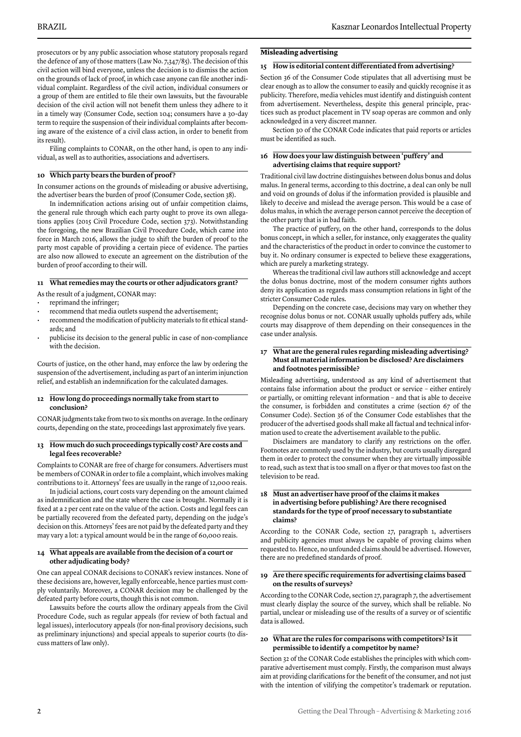prosecutors or by any public association whose statutory proposals regard the defence of any of those matters (Law No. 7,347/85). The decision of this civil action will bind everyone, unless the decision is to dismiss the action on the grounds of lack of proof, in which case anyone can file another individual complaint. Regardless of the civil action, individual consumers or a group of them are entitled to file their own lawsuits, but the favourable decision of the civil action will not benefit them unless they adhere to it in a timely way (Consumer Code, section 104; consumers have a 30-day term to require the suspension of their individual complaints after becoming aware of the existence of a civil class action, in order to benefit from its result).

Filing complaints to CONAR, on the other hand, is open to any individual, as well as to authorities, associations and advertisers.

### 10 Which party bears the burden of proof?

In consumer actions on the grounds of misleading or abusive advertising, the advertiser bears the burden of proof (Consumer Code, section 38).

In indemnification actions arising out of unfair competition claims, the general rule through which each party ought to prove its own allegations applies (2015 Civil Procedure Code, section 373). Notwithstanding the foregoing, the new Brazilian Civil Procedure Code, which came into force in March 2016, allows the judge to shift the burden of proof to the party most capable of providing a certain piece of evidence. The parties are also now allowed to execute an agreement on the distribution of the burden of proof according to their will.

### 11 What remedies may the courts or other adjudicators grant?

As the result of a judgment, CONAR may:

- reprimand the infringer;
- recommend that media outlets suspend the advertisement;
- recommend the modification of publicity materials to fit ethical standards; and
- publicise its decision to the general public in case of non-compliance with the decision.

Courts of justice, on the other hand, may enforce the law by ordering the suspension of the advertisement, including as part of an interim injunction relief, and establish an indemnification for the calculated damages.

### 12 How long do proceedings normally take from start to conclusion?

CONAR judgments take from two to six months on average. In the ordinary courts, depending on the state, proceedings last approximately five years.

### 13 How much do such proceedings typically cost? Are costs and legal fees recoverable?

Complaints to CONAR are free of charge for consumers. Advertisers must be members of CONAR in order to file a complaint, which involves making contributions to it. Attorneys' fees are usually in the range of 12,000 reais.

In judicial actions, court costs vary depending on the amount claimed as indemnification and the state where the case is brought. Normally it is fixed at a 2 per cent rate on the value of the action. Costs and legal fees can be partially recovered from the defeated party, depending on the judge's decision on this. Attorneys' fees are not paid by the defeated party and they may vary a lot: a typical amount would be in the range of 60,000 reais.

### 14 What appeals are available from the decision of a court or other adjudicating body?

One can appeal CONAR decisions to CONAR's review instances. None of these decisions are, however, legally enforceable, hence parties must comply voluntarily. Moreover, a CONAR decision may be challenged by the defeated party before courts, though this is not common.

Lawsuits before the courts allow the ordinary appeals from the Civil Procedure Code, such as regular appeals (for review of both factual and legal issues), interlocutory appeals (for non-final provisory decisions, such as preliminary injunctions) and special appeals to superior courts (to discuss matters of law only).

## Misleading advertising

### 15 How is editorial content differentiated from advertising?

Section 36 of the Consumer Code stipulates that all advertising must be clear enough as to allow the consumer to easily and quickly recognise it as publicity. Therefore, media vehicles must identify and distinguish content from advertisement. Nevertheless, despite this general principle, practices such as product placement in TV soap operas are common and only acknowledged in a very discreet manner.

Section 30 of the CONAR Code indicates that paid reports or articles must be identified as such.

### 16 How does your law distinguish between 'puffery' and advertising claims that require support?

Traditional civil law doctrine distinguishes between dolus bonus and dolus malus. In general terms, according to this doctrine, a deal can only be null and void on grounds of dolus if the information provided is plausible and likely to deceive and mislead the average person. This would be a case of dolus malus, in which the average person cannot perceive the deception of the other party that is in bad faith.

The practice of puffery, on the other hand, corresponds to the dolus bonus concept, in which a seller, for instance, only exaggerates the quality and the characteristics of the product in order to convince the customer to buy it. No ordinary consumer is expected to believe these exaggerations, which are purely a marketing strategy.

Whereas the traditional civil law authors still acknowledge and accept the dolus bonus doctrine, most of the modern consumer rights authors deny its application as regards mass consumption relations in light of the stricter Consumer Code rules.

Depending on the concrete case, decisions may vary on whether they recognise dolus bonus or not. CONAR usually upholds puffery ads, while courts may disapprove of them depending on their consequences in the case under analysis.

### 17 What are the general rules regarding misleading advertising? Must all material information be disclosed? Are disclaimers and footnotes permissible?

Misleading advertising, understood as any kind of advertisement that contains false information about the product or service – either entirely or partially, or omitting relevant information – and that is able to deceive the consumer, is forbidden and constitutes a crime (section 67 of the Consumer Code). Section 36 of the Consumer Code establishes that the producer of the advertised goods shall make all factual and technical information used to create the advertisement available to the public.

Disclaimers are mandatory to clarify any restrictions on the offer. Footnotes are commonly used by the industry, but courts usually disregard them in order to protect the consumer when they are virtually impossible to read, such as text that is too small on a flyer or that moves too fast on the television to be read.

### 18 Must an advertiser have proof of the claims it makes in advertising before publishing? Are there recognised standards for the type of proof necessary to substantiate claims?

According to the CONAR Code, section 27, paragraph 1, advertisers and publicity agencies must always be capable of proving claims when requested to. Hence, no unfounded claims should be advertised. However, there are no predefined standards of proof.

### 19 Are there specific requirements for advertising claims based on the results of surveys?

According to the CONAR Code, section 27, paragraph 7, the advertisement must clearly display the source of the survey, which shall be reliable. No partial, unclear or misleading use of the results of a survey or of scientific data is allowed.

### 20 What are the rules for comparisons with competitors? Is it permissible to identify a competitor by name?

Section 32 of the CONAR Code establishes the principles with which comparative advertisement must comply. Firstly, the comparison must always aim at providing clarifications for the benefit of the consumer, and not just with the intention of vilifying the competitor's trademark or reputation.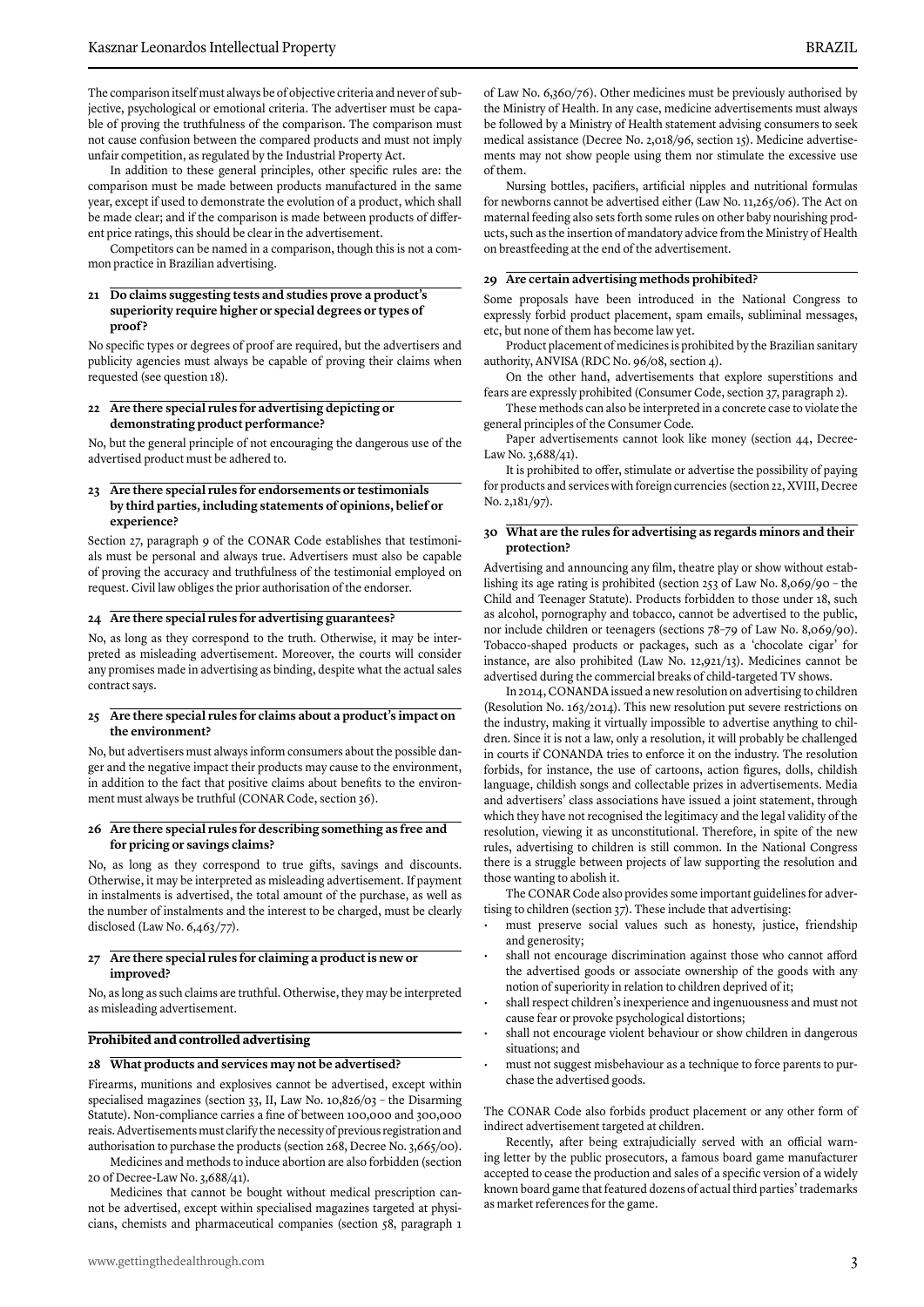The comparison itself must always be of objective criteria and never of subjective, psychological or emotional criteria. The advertiser must be capable of proving the truthfulness of the comparison. The comparison must not cause confusion between the compared products and must not imply unfair competition, as regulated by the Industrial Property Act.

In addition to these general principles, other specific rules are: the comparison must be made between products manufactured in the same year, except if used to demonstrate the evolution of a product, which shall be made clear; and if the comparison is made between products of different price ratings, this should be clear in the advertisement.

Competitors can be named in a comparison, though this is not a common practice in Brazilian advertising.

### 21 Do claims suggesting tests and studies prove a product's superiority require higher or special degrees or types of proof?

No specific types or degrees of proof are required, but the advertisers and publicity agencies must always be capable of proving their claims when requested (see question 18).

### 22 Are there special rules for advertising depicting or demonstrating product performance?

No, but the general principle of not encouraging the dangerous use of the advertised product must be adhered to.

### 23 Are there special rules for endorsements or testimonials by third parties, including statements of opinions, belief or experience?

Section 27, paragraph 9 of the CONAR Code establishes that testimonials must be personal and always true. Advertisers must also be capable of proving the accuracy and truthfulness of the testimonial employed on request. Civil law obliges the prior authorisation of the endorser.

### 24 Are there special rules for advertising guarantees?

No, as long as they correspond to the truth. Otherwise, it may be interpreted as misleading advertisement. Moreover, the courts will consider any promises made in advertising as binding, despite what the actual sales contract says.

### 25 Are there special rules for claims about a product's impact on the environment?

No, but advertisers must always inform consumers about the possible danger and the negative impact their products may cause to the environment, in addition to the fact that positive claims about benefits to the environment must always be truthful (CONAR Code, section 36).

### 26 Are there special rules for describing something as free and for pricing or savings claims?

No, as long as they correspond to true gifts, savings and discounts. Otherwise, it may be interpreted as misleading advertisement. If payment in instalments is advertised, the total amount of the purchase, as well as the number of instalments and the interest to be charged, must be clearly disclosed (Law No. 6,463/77).

### 27 Are there special rules for claiming a product is new or improved?

No, as long as such claims are truthful. Otherwise, they may be interpreted as misleading advertisement.

## Prohibited and controlled advertising

### 28 What products and services may not be advertised?

Firearms, munitions and explosives cannot be advertised, except within specialised magazines (section 33, II, Law No. 10,826/03 – the Disarming Statute). Non-compliance carries a fine of between 100,000 and 300,000 reais. Advertisements must clarify the necessity of previous registration and authorisation to purchase the products (section 268, Decree No. 3,665/00).

Medicines and methods to induce abortion are also forbidden (section 20 of Decree-Law No. 3,688/41).

Medicines that cannot be bought without medical prescription cannot be advertised, except within specialised magazines targeted at physicians, chemists and pharmaceutical companies (section 58, paragraph 1 of Law No. 6,360/76). Other medicines must be previously authorised by the Ministry of Health. In any case, medicine advertisements must always be followed by a Ministry of Health statement advising consumers to seek medical assistance (Decree No. 2,018/96, section 15). Medicine advertisements may not show people using them nor stimulate the excessive use of them.

Nursing bottles, pacifiers, artificial nipples and nutritional formulas for newborns cannot be advertised either (Law No. 11,265/06). The Act on maternal feeding also sets forth some rules on other baby nourishing products, such as the insertion of mandatory advice from the Ministry of Health on breastfeeding at the end of the advertisement.

### 29 Are certain advertising methods prohibited?

Some proposals have been introduced in the National Congress to expressly forbid product placement, spam emails, subliminal messages, etc, but none of them has become law yet.

Product placement of medicines is prohibited by the Brazilian sanitary authority, ANVISA (RDC No. 96/08, section 4).

On the other hand, advertisements that explore superstitions and fears are expressly prohibited (Consumer Code, section 37, paragraph 2).

These methods can also be interpreted in a concrete case to violate the general principles of the Consumer Code.

Paper advertisements cannot look like money (section 44, Decree-Law No. 3,688/41).

It is prohibited to offer, stimulate or advertise the possibility of paying for products and services with foreign currencies (section 22, XVIII, Decree No. 2,181/97).

### 30 What are the rules for advertising as regards minors and their protection?

Advertising and announcing any film, theatre play or show without establishing its age rating is prohibited (section 253 of Law No. 8,069/90 – the Child and Teenager Statute). Products forbidden to those under 18, such as alcohol, pornography and tobacco, cannot be advertised to the public, nor include children or teenagers (sections 78–79 of Law No. 8,069/90). Tobacco-shaped products or packages, such as a 'chocolate cigar' for instance, are also prohibited (Law No. 12,921/13). Medicines cannot be advertised during the commercial breaks of child-targeted TV shows.

In 2014, CONANDA issued a new resolution on advertising to children (Resolution No. 163/2014). This new resolution put severe restrictions on the industry, making it virtually impossible to advertise anything to children. Since it is not a law, only a resolution, it will probably be challenged in courts if CONANDA tries to enforce it on the industry. The resolution forbids, for instance, the use of cartoons, action figures, dolls, childish language, childish songs and collectable prizes in advertisements. Media and advertisers' class associations have issued a joint statement, through which they have not recognised the legitimacy and the legal validity of the resolution, viewing it as unconstitutional. Therefore, in spite of the new rules, advertising to children is still common. In the National Congress there is a struggle between projects of law supporting the resolution and those wanting to abolish it.

The CONAR Code also provides some important guidelines for advertising to children (section 37). These include that advertising:

- must preserve social values such as honesty, justice, friendship and generosity;
- shall not encourage discrimination against those who cannot afford the advertised goods or associate ownership of the goods with any notion of superiority in relation to children deprived of it;
- shall respect children's inexperience and ingenuousness and must not cause fear or provoke psychological distortions;
- shall not encourage violent behaviour or show children in dangerous situations; and
- must not suggest misbehaviour as a technique to force parents to purchase the advertised goods.

The CONAR Code also forbids product placement or any other form of indirect advertisement targeted at children.

Recently, after being extrajudicially served with an official warning letter by the public prosecutors, a famous board game manufacturer accepted to cease the production and sales of a specific version of a widely known board game that featured dozens of actual third parties' trademarks as market references for the game.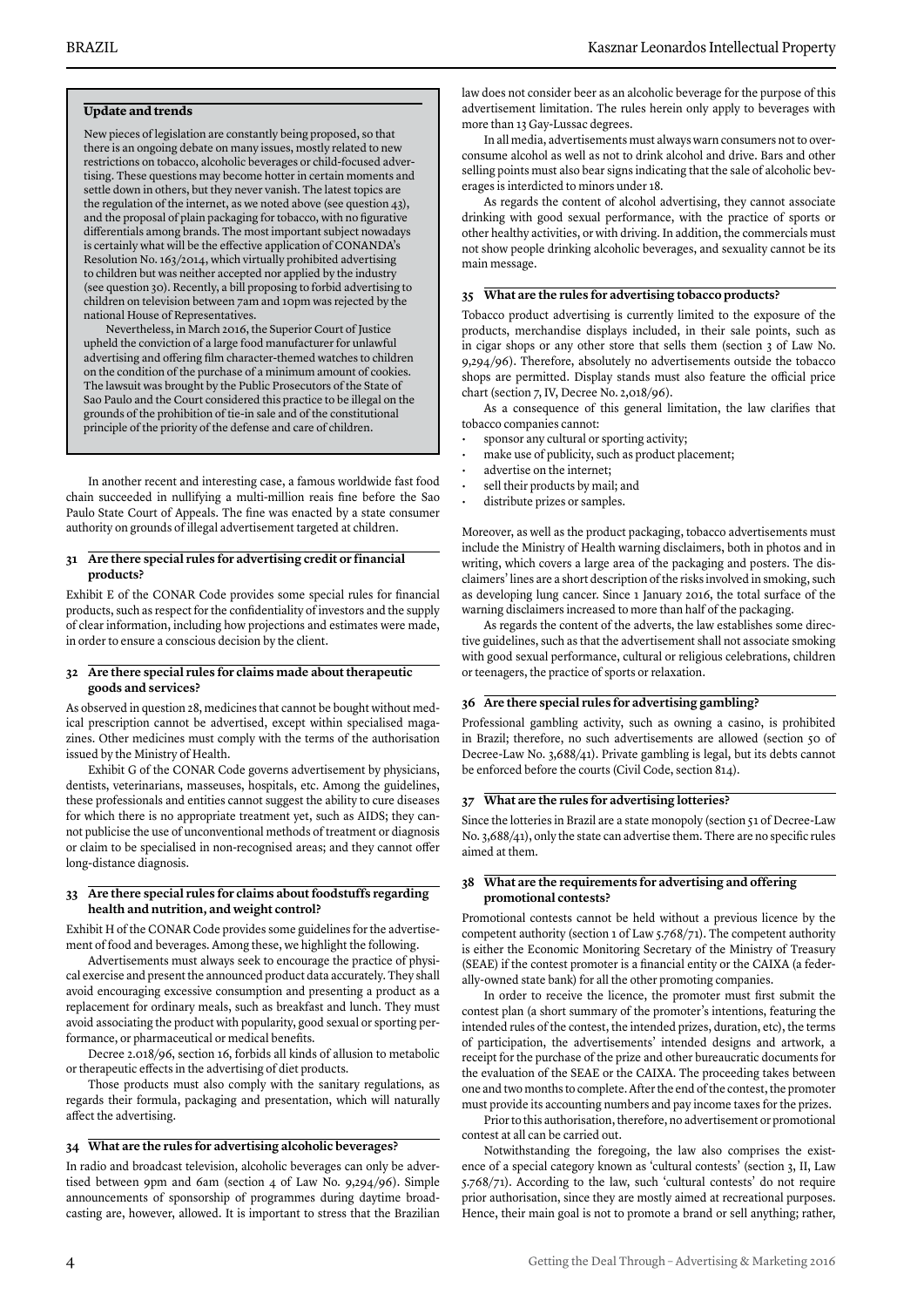### Update and trends

New pieces of legislation are constantly being proposed, so that there is an ongoing debate on many issues, mostly related to new restrictions on tobacco, alcoholic beverages or child-focused advertising. These questions may become hotter in certain moments and settle down in others, but they never vanish. The latest topics are the regulation of the internet, as we noted above (see question 43), and the proposal of plain packaging for tobacco, with no figurative differentials among brands. The most important subject nowadays is certainly what will be the effective application of CONANDA's Resolution No. 163/2014, which virtually prohibited advertising to children but was neither accepted nor applied by the industry (see question 30). Recently, a bill proposing to forbid advertising to children on television between 7am and 10pm was rejected by the national House of Representatives.

Nevertheless, in March 2016, the Superior Court of Justice upheld the conviction of a large food manufacturer for unlawful advertising and offering film character-themed watches to children on the condition of the purchase of a minimum amount of cookies. The lawsuit was brought by the Public Prosecutors of the State of Sao Paulo and the Court considered this practice to be illegal on the grounds of the prohibition of tie-in sale and of the constitutional principle of the priority of the defense and care of children.

In another recent and interesting case, a famous worldwide fast food chain succeeded in nullifying a multi-million reais fine before the Sao Paulo State Court of Appeals. The fine was enacted by a state consumer authority on grounds of illegal advertisement targeted at children.

### 31 Are there special rules for advertising credit or financial products?

Exhibit E of the CONAR Code provides some special rules for financial products, such as respect for the confidentiality of investors and the supply of clear information, including how projections and estimates were made, in order to ensure a conscious decision by the client.

### 32 Are there special rules for claims made about therapeutic goods and services?

As observed in question 28, medicines that cannot be bought without medical prescription cannot be advertised, except within specialised magazines. Other medicines must comply with the terms of the authorisation issued by the Ministry of Health.

Exhibit G of the CONAR Code governs advertisement by physicians, dentists, veterinarians, masseuses, hospitals, etc. Among the guidelines, these professionals and entities cannot suggest the ability to cure diseases for which there is no appropriate treatment yet, such as AIDS; they cannot publicise the use of unconventional methods of treatment or diagnosis or claim to be specialised in non-recognised areas; and they cannot offer long-distance diagnosis.

### 33 Are there special rules for claims about foodstuffs regarding health and nutrition, and weight control?

Exhibit H of the CONAR Code provides some guidelines for the advertisement of food and beverages. Among these, we highlight the following.

Advertisements must always seek to encourage the practice of physical exercise and present the announced product data accurately. They shall avoid encouraging excessive consumption and presenting a product as a replacement for ordinary meals, such as breakfast and lunch. They must avoid associating the product with popularity, good sexual or sporting performance, or pharmaceutical or medical benefits.

Decree 2.018/96, section 16, forbids all kinds of allusion to metabolic or therapeutic effects in the advertising of diet products.

Those products must also comply with the sanitary regulations, as regards their formula, packaging and presentation, which will naturally affect the advertising.

### 34 What are the rules for advertising alcoholic beverages?

In radio and broadcast television, alcoholic beverages can only be advertised between 9pm and 6am (section 4 of Law No. 9,294/96). Simple announcements of sponsorship of programmes during daytime broadcasting are, however, allowed. It is important to stress that the Brazilian law does not consider beer as an alcoholic beverage for the purpose of this advertisement limitation. The rules herein only apply to beverages with more than 13 Gay-Lussac degrees.

In all media, advertisements must always warn consumers not to over-consume alcohol as well as not to drink alcohol and drive. Bars and other selling points must also bear signs indicating that the sale of alcoholic beverages is interdicted to minors under 18.

As regards the content of alcohol advertising, they cannot associate drinking with good sexual performance, with the practice of sports or other healthy activities, or with driving. In addition, the commercials must not show people drinking alcoholic beverages, and sexuality cannot be its main message.

### 35 What are the rules for advertising tobacco products?

Tobacco product advertising is currently limited to the exposure of the products, merchandise displays included, in their sale points, such as in cigar shops or any other store that sells them (section 3 of Law No. 9,294/96). Therefore, absolutely no advertisements outside the tobacco shops are permitted. Display stands must also feature the official price chart (section 7, IV, Decree No. 2,018/96).

As a consequence of this general limitation, the law clarifies that tobacco companies cannot:

- sponsor any cultural or sporting activity;
- make use of publicity, such as product placement;
- advertise on the internet;
- sell their products by mail; and
- distribute prizes or samples.

Moreover, as well as the product packaging, tobacco advertisements must include the Ministry of Health warning disclaimers, both in photos and in writing, which covers a large area of the packaging and posters. The disclaimers' lines are a short description of the risks involved in smoking, such as developing lung cancer. Since 1 January 2016, the total surface of the warning disclaimers increased to more than half of the packaging.

As regards the content of the adverts, the law establishes some directive guidelines, such as that the advertisement shall not associate smoking with good sexual performance, cultural or religious celebrations, children or teenagers, the practice of sports or relaxation.

### 36 Are there special rules for advertising gambling?

Professional gambling activity, such as owning a casino, is prohibited in Brazil; therefore, no such advertisements are allowed (section 50 of Decree-Law No. 3,688/41). Private gambling is legal, but its debts cannot be enforced before the courts (Civil Code, section 814).

### 37 What are the rules for advertising lotteries?

Since the lotteries in Brazil are a state monopoly (section 51 of Decree-Law No. 3,688/41), only the state can advertise them. There are no specific rules aimed at them.

### 38 What are the requirements for advertising and offering promotional contests?

Promotional contests cannot be held without a previous licence by the competent authority (section 1 of Law 5.768/71). The competent authority is either the Economic Monitoring Secretary of the Ministry of Treasury (SEAE) if the contest promoter is a financial entity or the CAIXA (a federally-owned state bank) for all the other promoting companies.

In order to receive the licence, the promoter must first submit the contest plan (a short summary of the promoter's intentions, featuring the intended rules of the contest, the intended prizes, duration, etc), the terms of participation, the advertisements' intended designs and artwork, a receipt for the purchase of the prize and other bureaucratic documents for the evaluation of the SEAE or the CAIXA. The proceeding takes between one and two months to complete. After the end of the contest, the promoter must provide its accounting numbers and pay income taxes for the prizes.

Prior to this authorisation, therefore, no advertisement or promotional contest at all can be carried out.

Notwithstanding the foregoing, the law also comprises the existence of a special category known as 'cultural contests' (section 3, II, Law 5.768/71). According to the law, such 'cultural contests' do not require prior authorisation, since they are mostly aimed at recreational purposes. Hence, their main goal is not to promote a brand or sell anything; rather,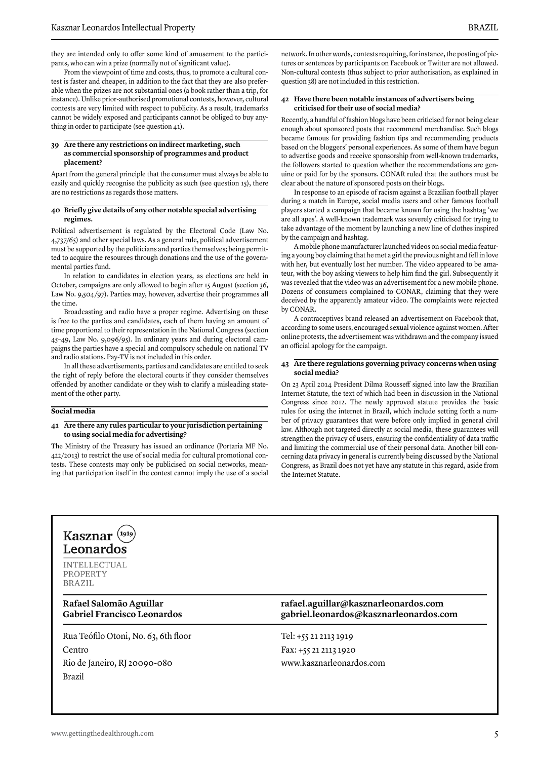they are intended only to offer some kind of amusement to the participants, who can win a prize (normally not of significant value).

From the viewpoint of time and costs, thus, to promote a cultural contest is faster and cheaper, in addition to the fact that they are also preferable when the prizes are not substantial ones (a book rather than a trip, for instance). Unlike prior-authorised promotional contests, however, cultural contests are very limited with respect to publicity. As a result, trademarks cannot be widely exposed and participants cannot be obliged to buy anything in order to participate (see question 41).

### 39 Are there any restrictions on indirect marketing, such as commercial sponsorship of programmes and product placement?

Apart from the general principle that the consumer must always be able to easily and quickly recognise the publicity as such (see question 15), there are no restrictions as regards those matters.

### 40 Briefly give details of any other notable special advertising regimes.

Political advertisement is regulated by the Electoral Code (Law No. 4,737/65) and other special laws. As a general rule, political advertisement must be supported by the politicians and parties themselves; being permitted to acquire the resources through donations and the use of the governmental parties fund.

In relation to candidates in election years, as elections are held in October, campaigns are only allowed to begin after 15 August (section 36, Law No. 9,504/97). Parties may, however, advertise their programmes all the time.

Broadcasting and radio have a proper regime. Advertising on these is free to the parties and candidates, each of them having an amount of time proportional to their representation in the National Congress (section 45–49, Law No. 9,096/95). In ordinary years and during electoral campaigns the parties have a special and compulsory schedule on national TV and radio stations. Pay-TV is not included in this order.

In all these advertisements, parties and candidates are entitled to seek the right of reply before the electoral courts if they consider themselves offended by another candidate or they wish to clarify a misleading statement of the other party.

## Social media

### 41 Are there any rules particular to your jurisdiction pertaining to using social media for advertising?

The Ministry of the Treasury has issued an ordinance (Portaria MF No. 422/2013) to restrict the use of social media for cultural promotional contests. These contests may only be publicised on social networks, meaning that participation itself in the contest cannot imply the use of a social network. In other words, contests requiring, for instance, the posting of pictures or sentences by participants on Facebook or Twitter are not allowed. Non-cultural contests (thus subject to prior authorisation, as explained in question 38) are not included in this restriction.

### 42 Have there been notable instances of advertisers being criticised for their use of social media?

Recently, a handful of fashion blogs have been criticised for not being clear enough about sponsored posts that recommend merchandise. Such blogs became famous for providing fashion tips and recommending products based on the bloggers' personal experiences. As some of them have begun to advertise goods and receive sponsorship from well-known trademarks, the followers started to question whether the recommendations are genuine or paid for by the sponsors. CONAR ruled that the authors must be clear about the nature of sponsored posts on their blogs.

In response to an episode of racism against a Brazilian football player during a match in Europe, social media users and other famous football players started a campaign that became known for using the hashtag 'we are all apes'. A well-known trademark was severely criticised for trying to take advantage of the moment by launching a new line of clothes inspired by the campaign and hashtag.

A mobile phone manufacturer launched videos on social media featuring a young boy claiming that he met a girl the previous night and fell in love with her, but eventually lost her number. The video appeared to be amateur, with the boy asking viewers to help him find the girl. Subsequently it was revealed that the video was an advertisement for a new mobile phone. Dozens of consumers complained to CONAR, claiming that they were deceived by the apparently amateur video. The complaints were rejected by CONAR.

A contraceptives brand released an advertisement on Facebook that, according to some users, encouraged sexual violence against women. After online protests, the advertisement was withdrawn and the company issued an official apology for the campaign.

### 43 Are there regulations governing privacy concerns when using social media?

On 23 April 2014 President Dilma Rousseff signed into law the Brazilian Internet Statute, the text of which had been in discussion in the National Congress since 2012. The newly approved statute provides the basic rules for using the internet in Brazil, which include setting forth a number of privacy guarantees that were before only implied in general civil law. Although not targeted directly at social media, these guarantees will strengthen the privacy of users, ensuring the confidentiality of data traffic and limiting the commercial use of their personal data. Another bill concerning data privacy in general is currently being discussed by the National Congress, as Brazil does not yet have any statute in this regard, aside from the Internet Statute.

---

**Kasznar Leonardos** (1919)
INTELLECTUAL PROPERTY
BRAZIL

**Rafael Salomão Aguillar** — **rafael.aguillar@kasznarleonardos.com**
**Gabriel Francisco Leonardos** — **gabriel.leonardos@kasznarleonardos.com**

Rua Teófilo Otoni, No. 63, 6th floor
Centro
Rio de Janeiro, RJ 20090-080
Brazil

Tel: +55 21 2113 1919
Fax: +55 21 2113 1920
www.kasznarleonardos.com